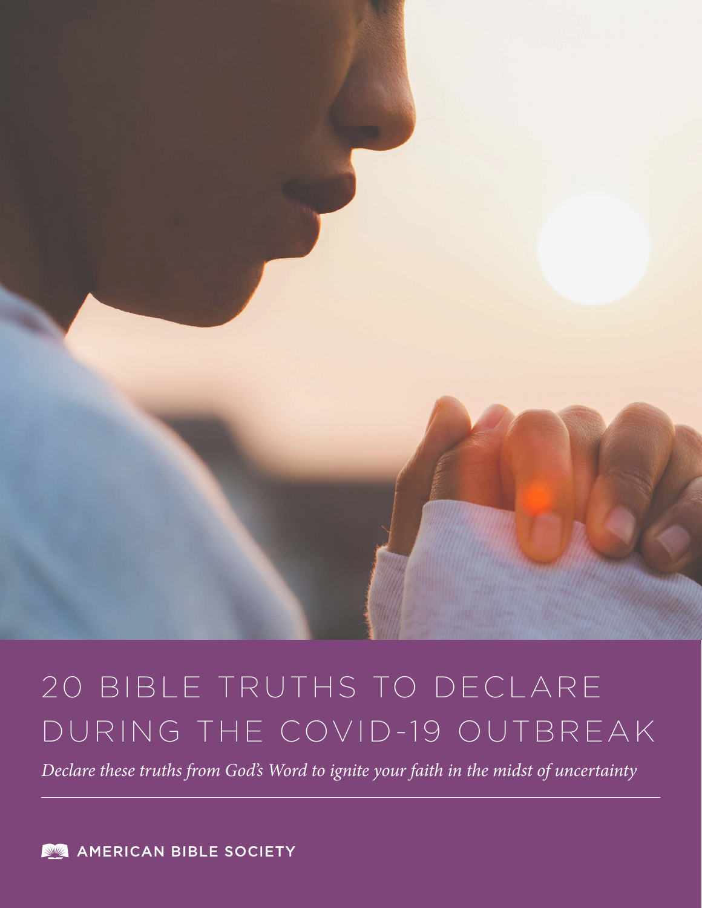# 20 BIBLE TRUTHS TO DECLARE DURING THE COVID-19 OUTBREAK

*Declare these truths from God's Word to ignite your faith in the midst of uncertainty*

---

AMERICAN BIBLE SOCIETY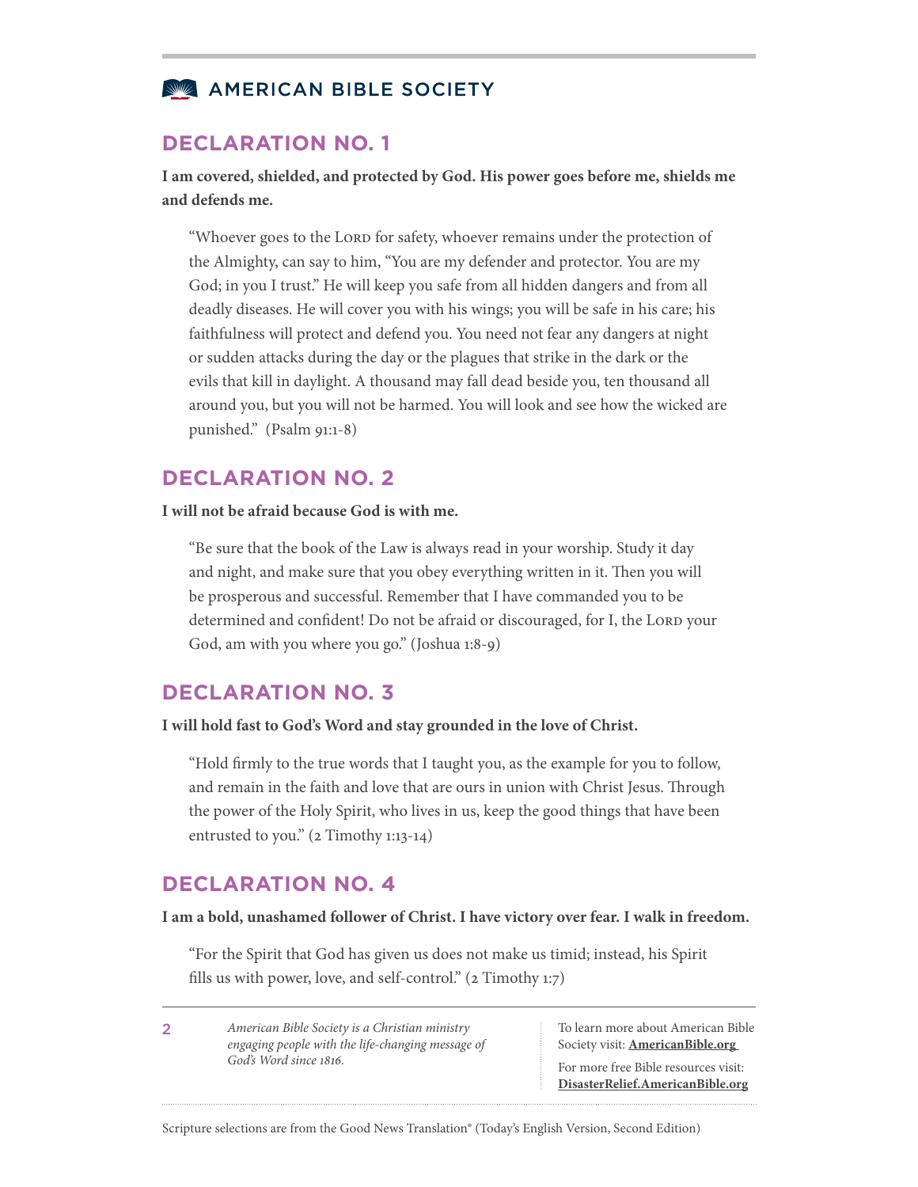## DECLARATION NO. 1

**I am covered, shielded, and protected by God. His power goes before me, shields me and defends me.**

> "Whoever goes to the Lord for safety, whoever remains under the protection of the Almighty, can say to him, "You are my defender and protector. You are my God; in you I trust." He will keep you safe from all hidden dangers and from all deadly diseases. He will cover you with his wings; you will be safe in his care; his faithfulness will protect and defend you. You need not fear any dangers at night or sudden attacks during the day or the plagues that strike in the dark or the evils that kill in daylight. A thousand may fall dead beside you, ten thousand all around you, but you will not be harmed. You will look and see how the wicked are punished." (Psalm 91:1-8)

## DECLARATION NO. 2

**I will not be afraid because God is with me.**

> "Be sure that the book of the Law is always read in your worship. Study it day and night, and make sure that you obey everything written in it. Then you will be prosperous and successful. Remember that I have commanded you to be determined and confident! Do not be afraid or discouraged, for I, the Lord your God, am with you where you go." (Joshua 1:8-9)

## DECLARATION NO. 3

**I will hold fast to God's Word and stay grounded in the love of Christ.**

> "Hold firmly to the true words that I taught you, as the example for you to follow, and remain in the faith and love that are ours in union with Christ Jesus. Through the power of the Holy Spirit, who lives in us, keep the good things that have been entrusted to you." (2 Timothy 1:13-14)

## DECLARATION NO. 4

**I am a bold, unashamed follower of Christ. I have victory over fear. I walk in freedom.**

> "For the Spirit that God has given us does not make us timid; instead, his Spirit fills us with power, love, and self-control." (2 Timothy 1:7)

*American Bible Society is a Christian ministry engaging people with the life-changing message of God's Word since 1816.*

To learn more about American Bible Society visit: **AmericanBible.org**

For more free Bible resources visit: **DisasterRelief.AmericanBible.org**

Scripture selections are from the Good News Translation® (Today's English Version, Second Edition)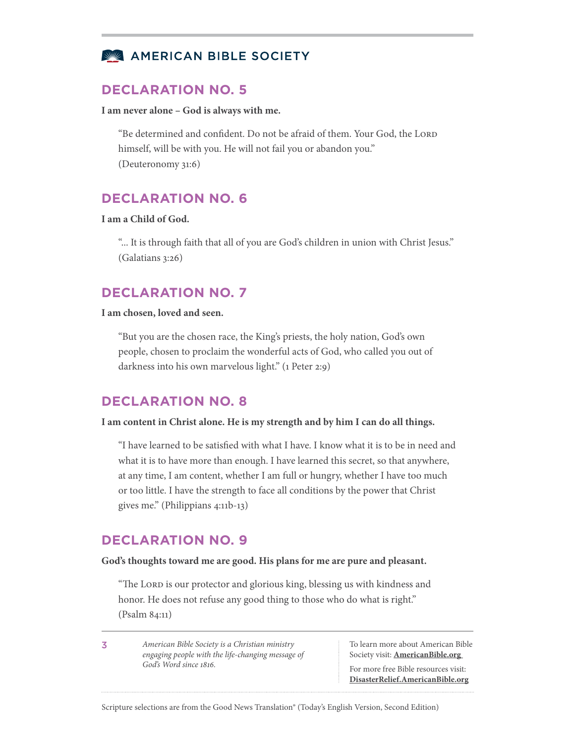## DECLARATION NO. 5

**I am never alone – God is always with me.**

> "Be determined and confident. Do not be afraid of them. Your God, the LORD himself, will be with you. He will not fail you or abandon you." (Deuteronomy 31:6)

## DECLARATION NO. 6

**I am a Child of God.**

> "... It is through faith that all of you are God's children in union with Christ Jesus." (Galatians 3:26)

## DECLARATION NO. 7

**I am chosen, loved and seen.**

> "But you are the chosen race, the King's priests, the holy nation, God's own people, chosen to proclaim the wonderful acts of God, who called you out of darkness into his own marvelous light." (1 Peter 2:9)

## DECLARATION NO. 8

**I am content in Christ alone. He is my strength and by him I can do all things.**

> "I have learned to be satisfied with what I have. I know what it is to be in need and what it is to have more than enough. I have learned this secret, so that anywhere, at any time, I am content, whether I am full or hungry, whether I have too much or too little. I have the strength to face all conditions by the power that Christ gives me." (Philippians 4:11b-13)

## DECLARATION NO. 9

**God's thoughts toward me are good. His plans for me are pure and pleasant.**

> "The LORD is our protector and glorious king, blessing us with kindness and honor. He does not refuse any good thing to those who do what is right." (Psalm 84:11)

*American Bible Society is a Christian ministry engaging people with the life-changing message of God's Word since 1816.*

To learn more about American Bible Society visit: **AmericanBible.org**

For more free Bible resources visit: **DisasterRelief.AmericanBible.org**

Scripture selections are from the Good News Translation® (Today's English Version, Second Edition)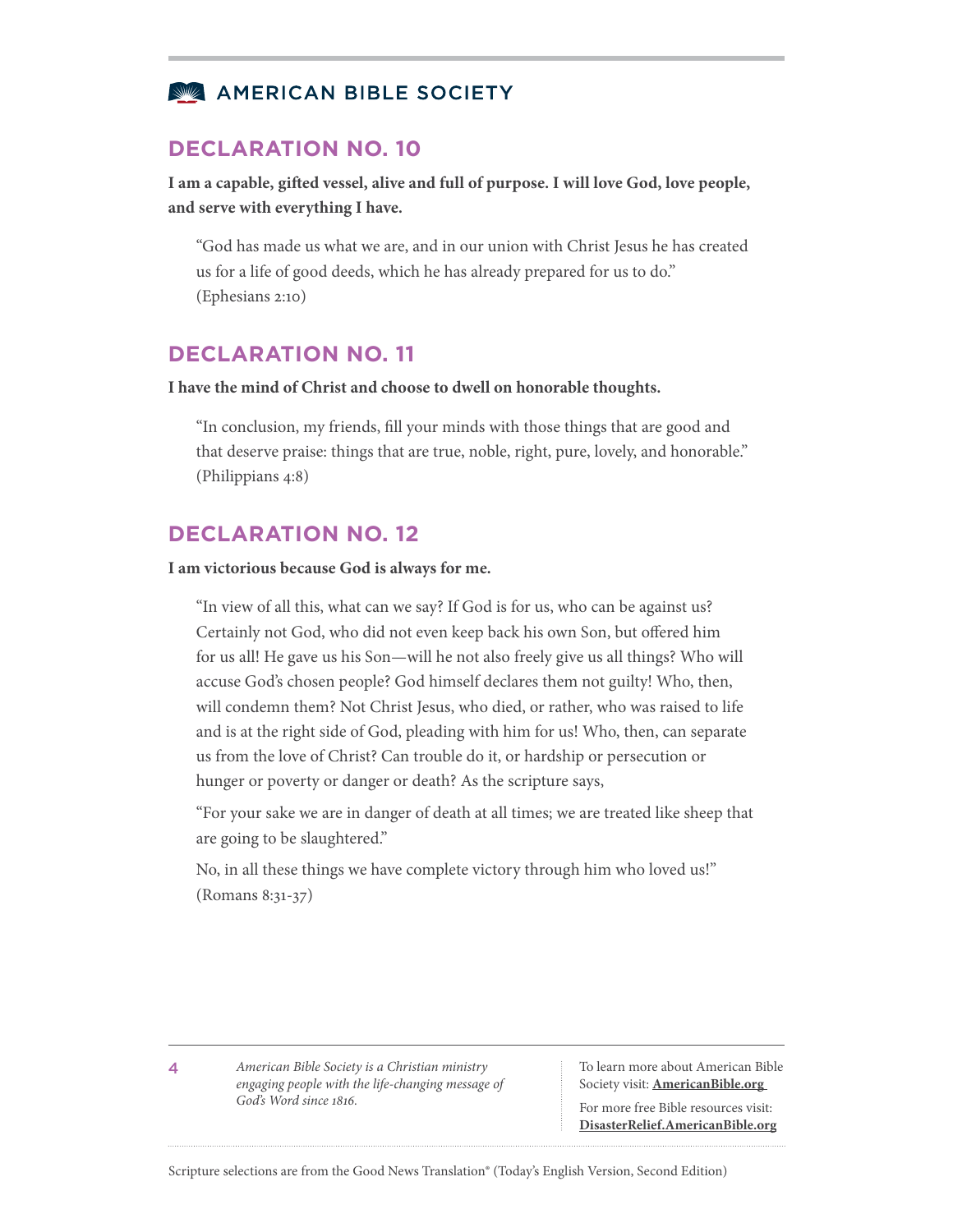## DECLARATION NO. 10

**I am a capable, gifted vessel, alive and full of purpose. I will love God, love people, and serve with everything I have.**

> "God has made us what we are, and in our union with Christ Jesus he has created us for a life of good deeds, which he has already prepared for us to do." (Ephesians 2:10)

## DECLARATION NO. 11

**I have the mind of Christ and choose to dwell on honorable thoughts.**

> "In conclusion, my friends, fill your minds with those things that are good and that deserve praise: things that are true, noble, right, pure, lovely, and honorable." (Philippians 4:8)

## DECLARATION NO. 12

**I am victorious because God is always for me.**

> "In view of all this, what can we say? If God is for us, who can be against us? Certainly not God, who did not even keep back his own Son, but offered him for us all! He gave us his Son—will he not also freely give us all things? Who will accuse God's chosen people? God himself declares them not guilty! Who, then, will condemn them? Not Christ Jesus, who died, or rather, who was raised to life and is at the right side of God, pleading with him for us! Who, then, can separate us from the love of Christ? Can trouble do it, or hardship or persecution or hunger or poverty or danger or death? As the scripture says,
>
> "For your sake we are in danger of death at all times; we are treated like sheep that are going to be slaughtered."
>
> No, in all these things we have complete victory through him who loved us!" (Romans 8:31-37)

*American Bible Society is a Christian ministry engaging people with the life-changing message of God's Word since 1816.*

To learn more about American Bible Society visit: **AmericanBible.org**

For more free Bible resources visit: **DisasterRelief.AmericanBible.org**

Scripture selections are from the Good News Translation® (Today's English Version, Second Edition)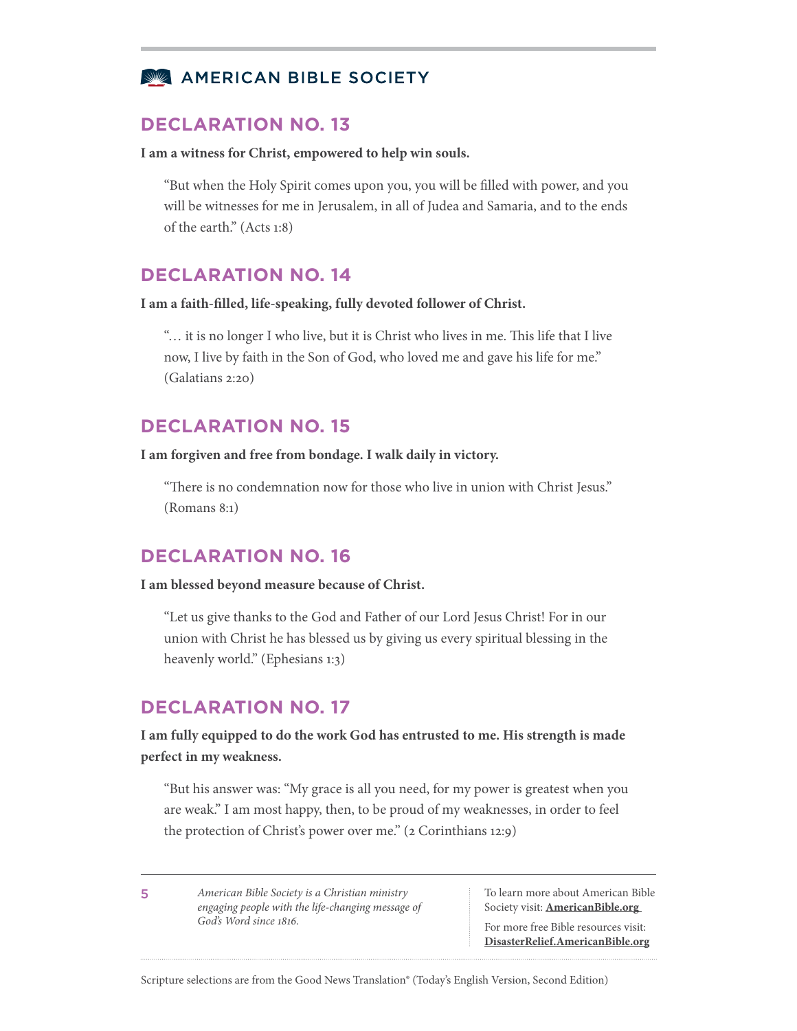## DECLARATION NO. 13

**I am a witness for Christ, empowered to help win souls.**

> "But when the Holy Spirit comes upon you, you will be filled with power, and you will be witnesses for me in Jerusalem, in all of Judea and Samaria, and to the ends of the earth." (Acts 1:8)

## DECLARATION NO. 14

**I am a faith-filled, life-speaking, fully devoted follower of Christ.**

> "… it is no longer I who live, but it is Christ who lives in me. This life that I live now, I live by faith in the Son of God, who loved me and gave his life for me." (Galatians 2:20)

## DECLARATION NO. 15

**I am forgiven and free from bondage. I walk daily in victory.**

> "There is no condemnation now for those who live in union with Christ Jesus." (Romans 8:1)

## DECLARATION NO. 16

**I am blessed beyond measure because of Christ.**

> "Let us give thanks to the God and Father of our Lord Jesus Christ! For in our union with Christ he has blessed us by giving us every spiritual blessing in the heavenly world." (Ephesians 1:3)

## DECLARATION NO. 17

**I am fully equipped to do the work God has entrusted to me. His strength is made perfect in my weakness.**

> "But his answer was: "My grace is all you need, for my power is greatest when you are weak." I am most happy, then, to be proud of my weaknesses, in order to feel the protection of Christ's power over me." (2 Corinthians 12:9)

*American Bible Society is a Christian ministry engaging people with the life-changing message of God's Word since 1816.*

To learn more about American Bible Society visit: **AmericanBible.org**

For more free Bible resources visit: **DisasterRelief.AmericanBible.org**

Scripture selections are from the Good News Translation® (Today's English Version, Second Edition)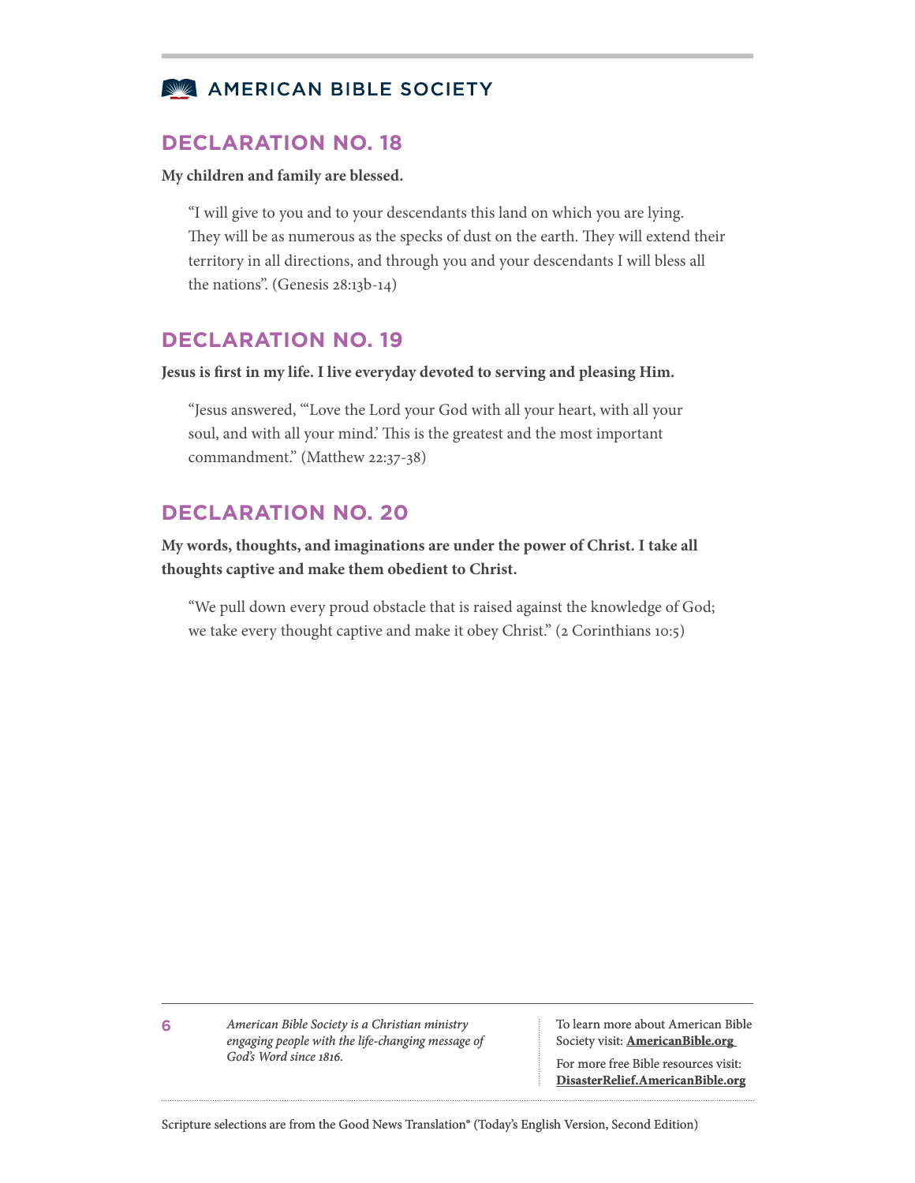## DECLARATION NO. 18

**My children and family are blessed.**

> "I will give to you and to your descendants this land on which you are lying. They will be as numerous as the specks of dust on the earth. They will extend their territory in all directions, and through you and your descendants I will bless all the nations". (Genesis 28:13b-14)

## DECLARATION NO. 19

**Jesus is first in my life. I live everyday devoted to serving and pleasing Him.**

> "Jesus answered, "'Love the Lord your God with all your heart, with all your soul, and with all your mind.' This is the greatest and the most important commandment." (Matthew 22:37-38)

## DECLARATION NO. 20

**My words, thoughts, and imaginations are under the power of Christ. I take all thoughts captive and make them obedient to Christ.**

> "We pull down every proud obstacle that is raised against the knowledge of God; we take every thought captive and make it obey Christ." (2 Corinthians 10:5)

*American Bible Society is a Christian ministry engaging people with the life-changing message of God's Word since 1816.*

To learn more about American Bible Society visit: **AmericanBible.org**

For more free Bible resources visit: **DisasterRelief.AmericanBible.org**

Scripture selections are from the Good News Translation® (Today's English Version, Second Edition)